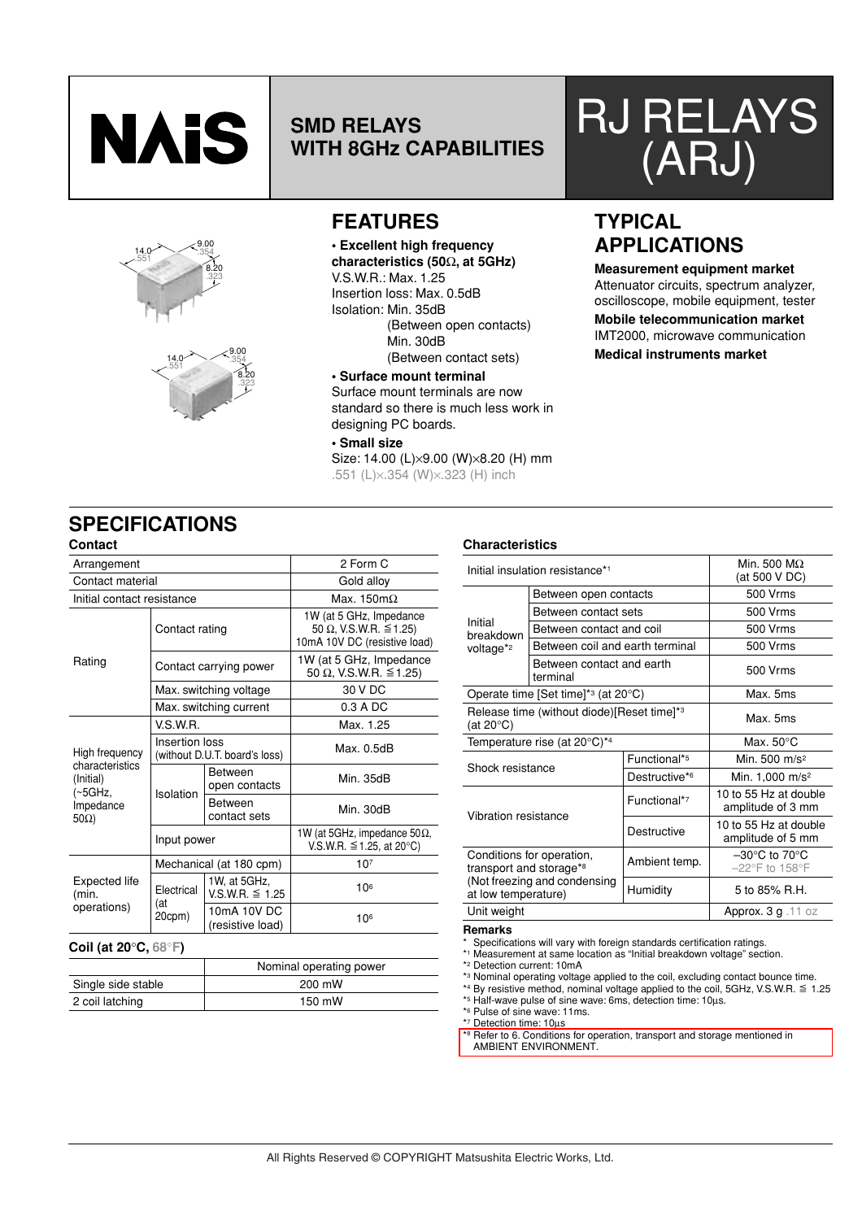# NAiS

## SMD RELAYS WITH 8GHz CAPABILITIES

# RJ RELAYS (ARJ)

## FEATURES

- **Excellent high frequency characteristics (50Ω, at 5GHz)**
  V.S.W.R.: Max. 1.25
  Insertion loss: Max. 0.5dB
  Isolation: Min. 35dB
  (Between open contacts)
  Min. 30dB
  (Between contact sets)
- **Surface mount terminal**
  Surface mount terminals are now standard so there is much less work in designing PC boards.
- **Small size**
  Size: 14.00 (L)×9.00 (W)×8.20 (H) mm
  .551 (L)×.354 (W)×.323 (H) inch

## TYPICAL APPLICATIONS

**Measurement equipment market**
Attenuator circuits, spectrum analyzer, oscilloscope, mobile equipment, tester
**Mobile telecommunication market**
IMT2000, microwave communication
**Medical instruments market**

## SPECIFICATIONS

### Contact

| Arrangement | | | 2 Form C |
|---|---|---|---|
| Contact material | | | Gold alloy |
| Initial contact resistance | | | Max. 150mΩ |
| Rating | Contact rating | | 1W (at 5 GHz, Impedance 50 Ω, V.S.W.R. ≦1.25) 10mA 10V DC (resistive load) |
| | Contact carrying power | | 1W (at 5 GHz, Impedance 50 Ω, V.S.W.R. ≦1.25) |
| | Max. switching voltage | | 30 V DC |
| | Max. switching current | | 0.3 A DC |
| High frequency characteristics (Initial) (~5GHz, Impedance 50Ω) | V.S.W.R. | | Max. 1.25 |
| | Insertion loss (without D.U.T. board's loss) | | Max. 0.5dB |
| | Isolation | Between open contacts | Min. 35dB |
| | | Between contact sets | Min. 30dB |
| | Input power | | 1W (at 5GHz, impedance 50Ω, V.S.W.R. ≦1.25, at 20°C) |
| Expected life (min. operations) | Mechanical (at 180 cpm) | | $10^7$ |
| | Electrical (at 20cpm) | 1W, at 5GHz, V.S.W.R. ≦ 1.25 | $10^6$ |
| | | 10mA 10V DC (resistive load) | $10^6$ |

### Coil (at 20°C, 68°F)

| | Nominal operating power |
|---|---|
| Single side stable | 200 mW |
| 2 coil latching | 150 mW |

### Characteristics

| Initial insulation resistance*1 | | Min. 500 MΩ (at 500 V DC) |
|---|---|---|
| Initial breakdown voltage*2 | Between open contacts | 500 Vrms |
| | Between contact sets | 500 Vrms |
| | Between contact and coil | 500 Vrms |
| | Between coil and earth terminal | 500 Vrms |
| | Between contact and earth terminal | 500 Vrms |
| Operate time [Set time]*3 (at 20°C) | | Max. 5ms |
| Release time (without diode)[Reset time]*3 (at 20°C) | | Max. 5ms |
| Temperature rise (at 20°C)*4 | | Max. 50°C |
| Shock resistance | Functional*5 | Min. 500 m/s² |
| | Destructive*6 | Min. 1,000 m/s² |
| Vibration resistance | Functional*7 | 10 to 55 Hz at double amplitude of 3 mm |
| | Destructive | 10 to 55 Hz at double amplitude of 5 mm |
| Conditions for operation, transport and storage*8 (Not freezing and condensing at low temperature) | Ambient temp. | –30°C to 70°C –22°F to 158°F |
| | Humidity | 5 to 85% R.H. |
| Unit weight | | Approx. 3 g .11 oz |

**Remarks**

\* Specifications will vary with foreign standards certification ratings.
*1 Measurement at same location as "Initial breakdown voltage" section.
*2 Detection current: 10mA
*3 Nominal operating voltage applied to the coil, excluding contact bounce time.
*4 By resistive method, nominal voltage applied to the coil, 5GHz, V.S.W.R. ≦ 1.25
*5 Half-wave pulse of sine wave: 6ms, detection time: 10µs.
*6 Pulse of sine wave: 11ms.
*7 Detection time: 10µs
*8 Refer to 6. Conditions for operation, transport and storage mentioned in AMBIENT ENVIRONMENT.

All Rights Reserved © COPYRIGHT Matsushita Electric Works, Ltd.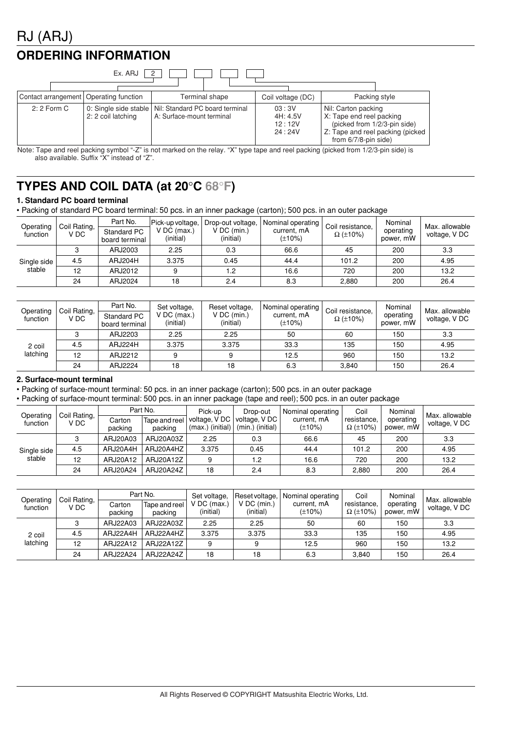# RJ (ARJ)

## ORDERING INFORMATION

Ex. ARJ [2] [ ] [ ] [ ] [ ]

| Contact arrangement | Operating function | Terminal shape | Coil voltage (DC) | Packing style |
|---|---|---|---|---|
| 2: 2 Form C | 0: Single side stable<br>2: 2 coil latching | Nil: Standard PC board terminal<br>A: Surface-mount terminal | 03 : 3V<br>4H: 4.5V<br>12 : 12V<br>24 : 24V | Nil: Carton packing<br>X: Tape end reel packing (picked from 1/2/3-pin side)<br>Z: Tape and reel packing (picked from 6/7/8-pin side) |

Note: Tape and reel packing symbol "-Z" is not marked on the relay. "X" type tape and reel packing (picked from 1/2/3-pin side) is also available. Suffix "X" instead of "Z".

## TYPES AND COIL DATA (at 20°C 68°F)

### 1. Standard PC board terminal

• Packing of standard PC board terminal: 50 pcs. in an inner package (carton); 500 pcs. in an outer package

| Operating function | Coil Rating, V DC | Part No. Standard PC board terminal | Pick-up voltage, V DC (max.) (initial) | Drop-out voltage, V DC (min.) (initial) | Nominal operating current, mA (±10%) | Coil resistance, Ω (±10%) | Nominal operating power, mW | Max. allowable voltage, V DC |
|---|---|---|---|---|---|---|---|---|
| Single side stable | 3 | ARJ2003 | 2.25 | 0.3 | 66.6 | 45 | 200 | 3.3 |
| | 4.5 | ARJ204H | 3.375 | 0.45 | 44.4 | 101.2 | 200 | 4.95 |
| | 12 | ARJ2012 | 9 | 1.2 | 16.6 | 720 | 200 | 13.2 |
| | 24 | ARJ2024 | 18 | 2.4 | 8.3 | 2,880 | 200 | 26.4 |

| Operating function | Coil Rating, V DC | Part No. Standard PC board terminal | Set voltage, V DC (max.) (initial) | Reset voltage, V DC (min.) (initial) | Nominal operating current, mA (±10%) | Coil resistance, Ω (±10%) | Nominal operating power, mW | Max. allowable voltage, V DC |
|---|---|---|---|---|---|---|---|---|
| 2 coil latching | 3 | ARJ2203 | 2.25 | 2.25 | 50 | 60 | 150 | 3.3 |
| | 4.5 | ARJ224H | 3.375 | 3.375 | 33.3 | 135 | 150 | 4.95 |
| | 12 | ARJ2212 | 9 | 9 | 12.5 | 960 | 150 | 13.2 |
| | 24 | ARJ2224 | 18 | 18 | 6.3 | 3,840 | 150 | 26.4 |

### 2. Surface-mount terminal

• Packing of surface-mount terminal: 50 pcs. in an inner package (carton); 500 pcs. in an outer package
• Packing of surface-mount terminal: 500 pcs. in an inner package (tape and reel); 500 pcs. in an outer package

| Operating function | Coil Rating, V DC | Part No. | | Pick-up voltage, V DC (max.) (initial) | Drop-out voltage, V DC (min.) (initial) | Nominal operating current, mA (±10%) | Coil resistance, Ω (±10%) | Nominal operating power, mW | Max. allowable voltage, V DC |
|---|---|---|---|---|---|---|---|---|---|
| | | Carton packing | Tape and reel packing | | | | | | |
| Single side stable | 3 | ARJ20A03 | ARJ20A03Z | 2.25 | 0.3 | 66.6 | 45 | 200 | 3.3 |
| | 4.5 | ARJ20A4H | ARJ20A4HZ | 3.375 | 0.45 | 44.4 | 101.2 | 200 | 4.95 |
| | 12 | ARJ20A12 | ARJ20A12Z | 9 | 1.2 | 16.6 | 720 | 200 | 13.2 |
| | 24 | ARJ20A24 | ARJ20A24Z | 18 | 2.4 | 8.3 | 2,880 | 200 | 26.4 |

| Operating function | Coil Rating, V DC | Part No. | | Set voltage, V DC (max.) (initial) | Reset voltage, V DC (min.) (initial) | Nominal operating current, mA (±10%) | Coil resistance, Ω (±10%) | Nominal operating power, mW | Max. allowable voltage, V DC |
|---|---|---|---|---|---|---|---|---|---|
| | | Carton packing | Tape and reel packing | | | | | | |
| 2 coil latching | 3 | ARJ22A03 | ARJ22A03Z | 2.25 | 2.25 | 50 | 60 | 150 | 3.3 |
| | 4.5 | ARJ22A4H | ARJ22A4HZ | 3.375 | 3.375 | 33.3 | 135 | 150 | 4.95 |
| | 12 | ARJ22A12 | ARJ22A12Z | 9 | 9 | 12.5 | 960 | 150 | 13.2 |
| | 24 | ARJ22A24 | ARJ22A24Z | 18 | 18 | 6.3 | 3,840 | 150 | 26.4 |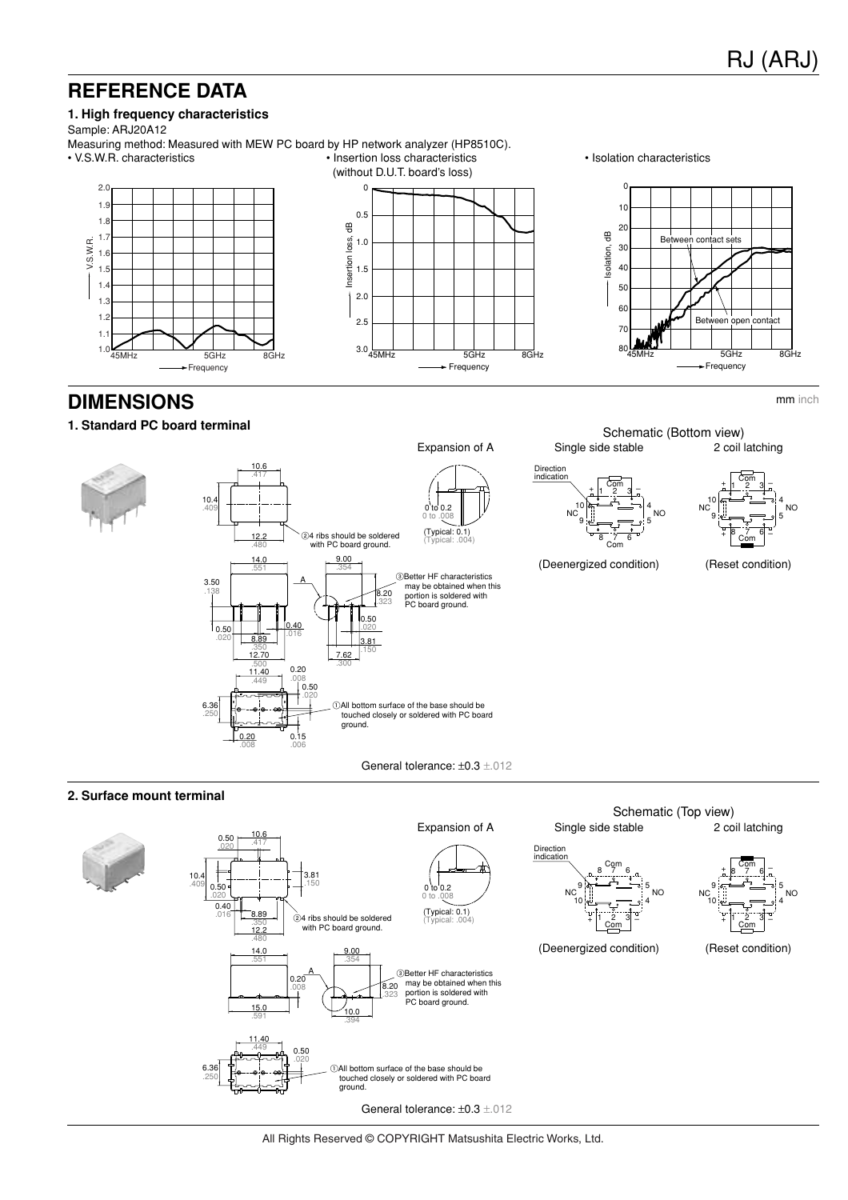## REFERENCE DATA

### 1. High frequency characteristics

Sample: ARJ20A12

Measuring method: Measured with MEW PC board by HP network analyzer (HP8510C).

• V.S.W.R. characteristics

• Insertion loss characteristics (without D.U.T. board's loss)

• Isolation characteristics

Between contact sets

Between open contact

## DIMENSIONS

mm inch

### 1. Standard PC board terminal

Expansion of A

0 to 0.2
0 to .008

(Typical: 0.1)
(Typical: .004)

②4 ribs should be soldered with PC board ground.

③Better HF characteristics may be obtained when this portion is soldered with PC board ground.

①All bottom surface of the base should be touched closely or soldered with PC board ground.

General tolerance: ±0.3 ±.012

Schematic (Bottom view)

Single side stable — (Deenergized condition)

2 coil latching — (Reset condition)

### 2. Surface mount terminal

Expansion of A

0 to 0.2
0 to .008

(Typical: 0.1)
(Typical: .004)

②4 ribs should be soldered with PC board ground.

③Better HF characteristics may be obtained when this portion is soldered with PC board ground.

①All bottom surface of the base should be touched closely or soldered with PC board ground.

General tolerance: ±0.3 ±.012

Schematic (Top view)

Single side stable — (Deenergized condition)

2 coil latching — (Reset condition)

All Rights Reserved © COPYRIGHT Matsushita Electric Works, Ltd.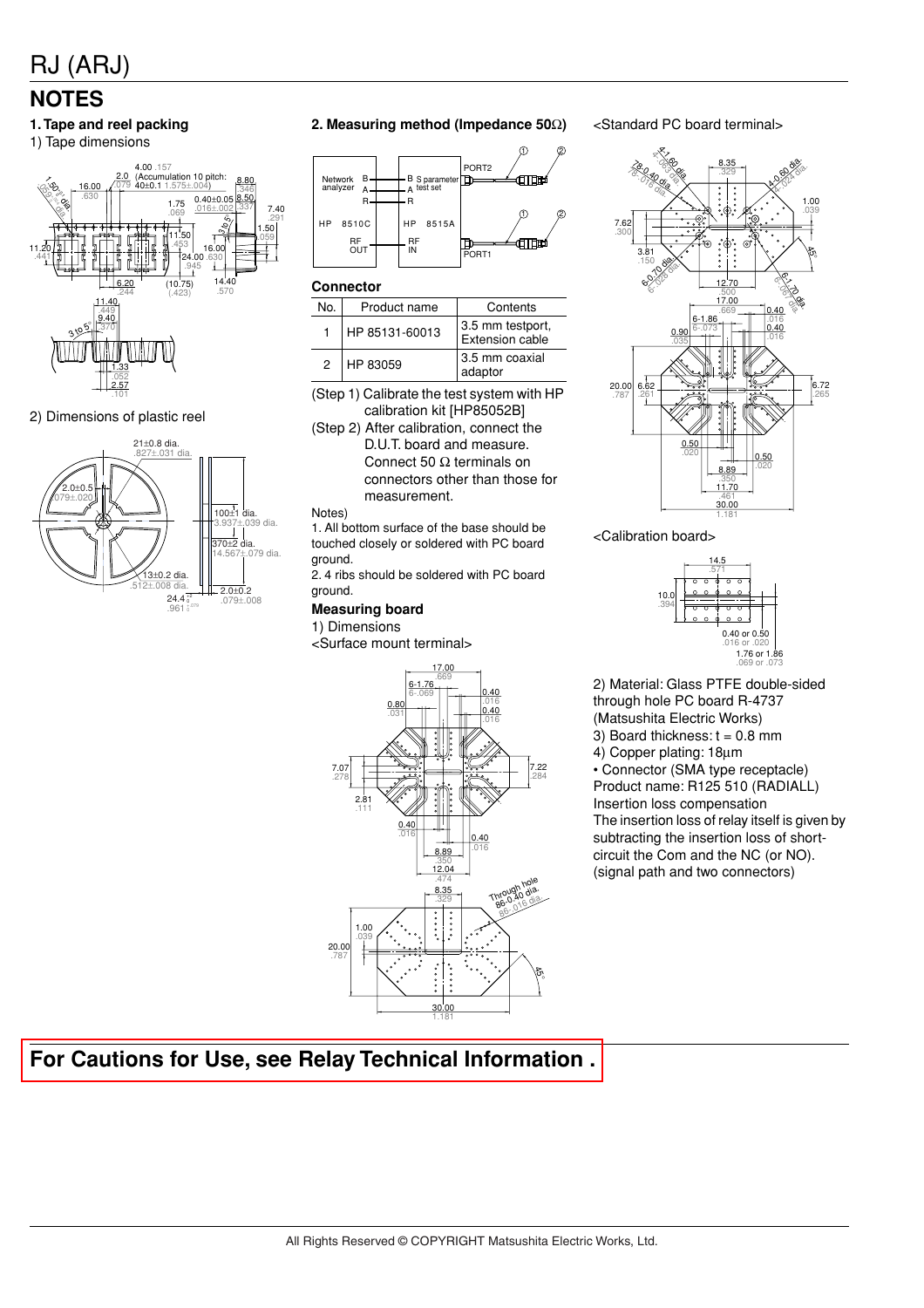# RJ (ARJ)

## NOTES

### 1. Tape and reel packing

1) Tape dimensions

2) Dimensions of plastic reel

### 2. Measuring method (Impedance 50Ω)

Network analyzer HP 8510C

HP 8515A S parameter test set

**Connector**

| No. | Product name | Contents |
|---|---|---|
| 1 | HP 85131-60013 | 3.5 mm testport, Extension cable |
| 2 | HP 83059 | 3.5 mm coaxial adaptor |

(Step 1) Calibrate the test system with HP calibration kit [HP85052B]

(Step 2) After calibration, connect the D.U.T. board and measure. Connect 50 Ω terminals on connectors other than those for measurement.

Notes)

1. All bottom surface of the base should be touched closely or soldered with PC board ground.

2. 4 ribs should be soldered with PC board ground.

#### Measuring board

1) Dimensions

<Surface mount terminal>

<Standard PC board terminal>

<Calibration board>

2) Material: Glass PTFE double-sided through hole PC board R-4737 (Matsushita Electric Works)

3) Board thickness: t = 0.8 mm

4) Copper plating: 18μm

• Connector (SMA type receptacle)
Product name: R125 510 (RADIALL)
Insertion loss compensation
The insertion loss of relay itself is given by subtracting the insertion loss of short-circuit the Com and the NC (or NO). (signal path and two connectors)

**For Cautions for Use, see Relay Technical Information .**

All Rights Reserved © COPYRIGHT Matsushita Electric Works, Ltd.